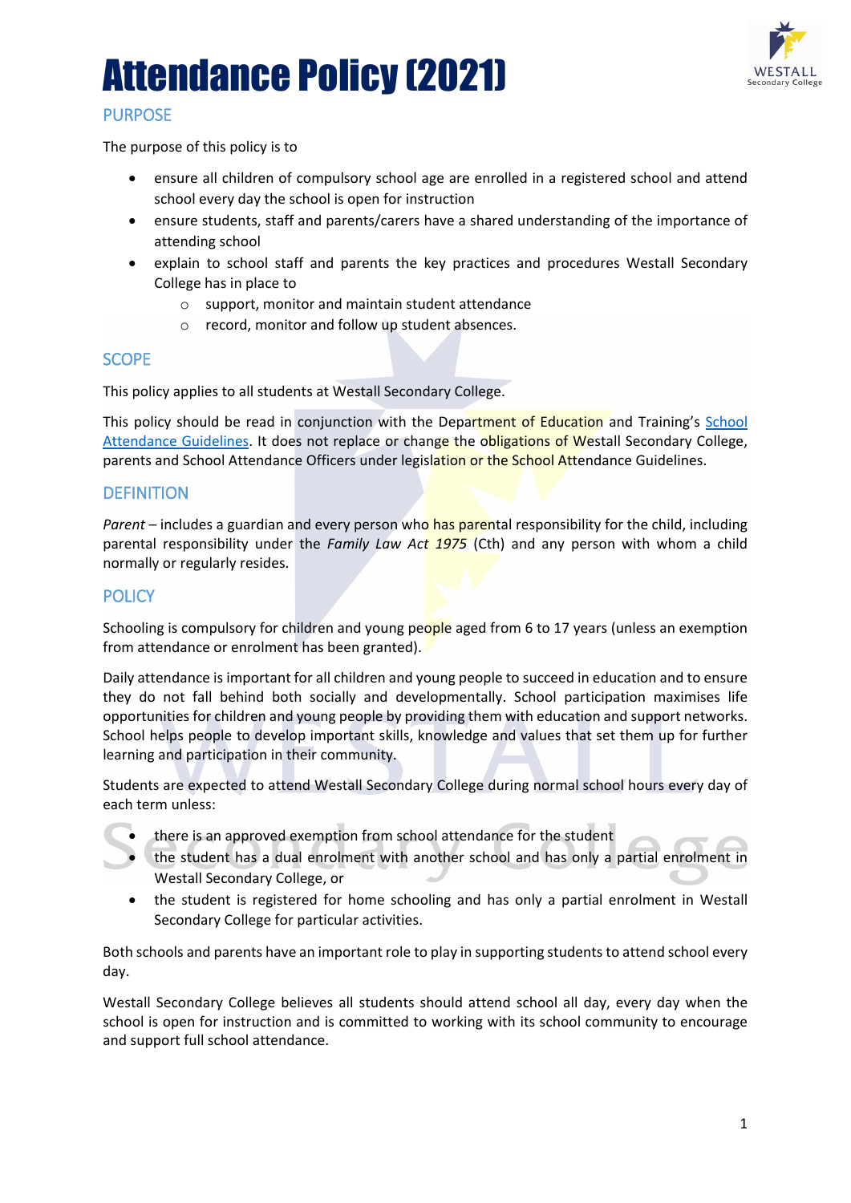# Attendance Policy (2021)

## PURPOSE

The purpose of this policy is to

- ensure all children of compulsory school age are enrolled in a registered school and attend school every day the school is open for instruction
- ensure students, staff and parents/carers have a shared understanding of the importance of attending school
- explain to school staff and parents the key practices and procedures Westall Secondary College has in place to
  - support, monitor and maintain student attendance
  - record, monitor and follow up student absences.

## SCOPE

This policy applies to all students at Westall Secondary College.

This policy should be read in conjunction with the Department of Education and Training's School Attendance Guidelines. It does not replace or change the obligations of Westall Secondary College, parents and School Attendance Officers under legislation or the School Attendance Guidelines.

## DEFINITION

*Parent* – includes a guardian and every person who has parental responsibility for the child, including parental responsibility under the *Family Law Act 1975* (Cth) and any person with whom a child normally or regularly resides.

## POLICY

Schooling is compulsory for children and young people aged from 6 to 17 years (unless an exemption from attendance or enrolment has been granted).

Daily attendance is important for all children and young people to succeed in education and to ensure they do not fall behind both socially and developmentally. School participation maximises life opportunities for children and young people by providing them with education and support networks. School helps people to develop important skills, knowledge and values that set them up for further learning and participation in their community.

Students are expected to attend Westall Secondary College during normal school hours every day of each term unless:

- there is an approved exemption from school attendance for the student
- the student has a dual enrolment with another school and has only a partial enrolment in Westall Secondary College, or
- the student is registered for home schooling and has only a partial enrolment in Westall Secondary College for particular activities.

Both schools and parents have an important role to play in supporting students to attend school every day.

Westall Secondary College believes all students should attend school all day, every day when the school is open for instruction and is committed to working with its school community to encourage and support full school attendance.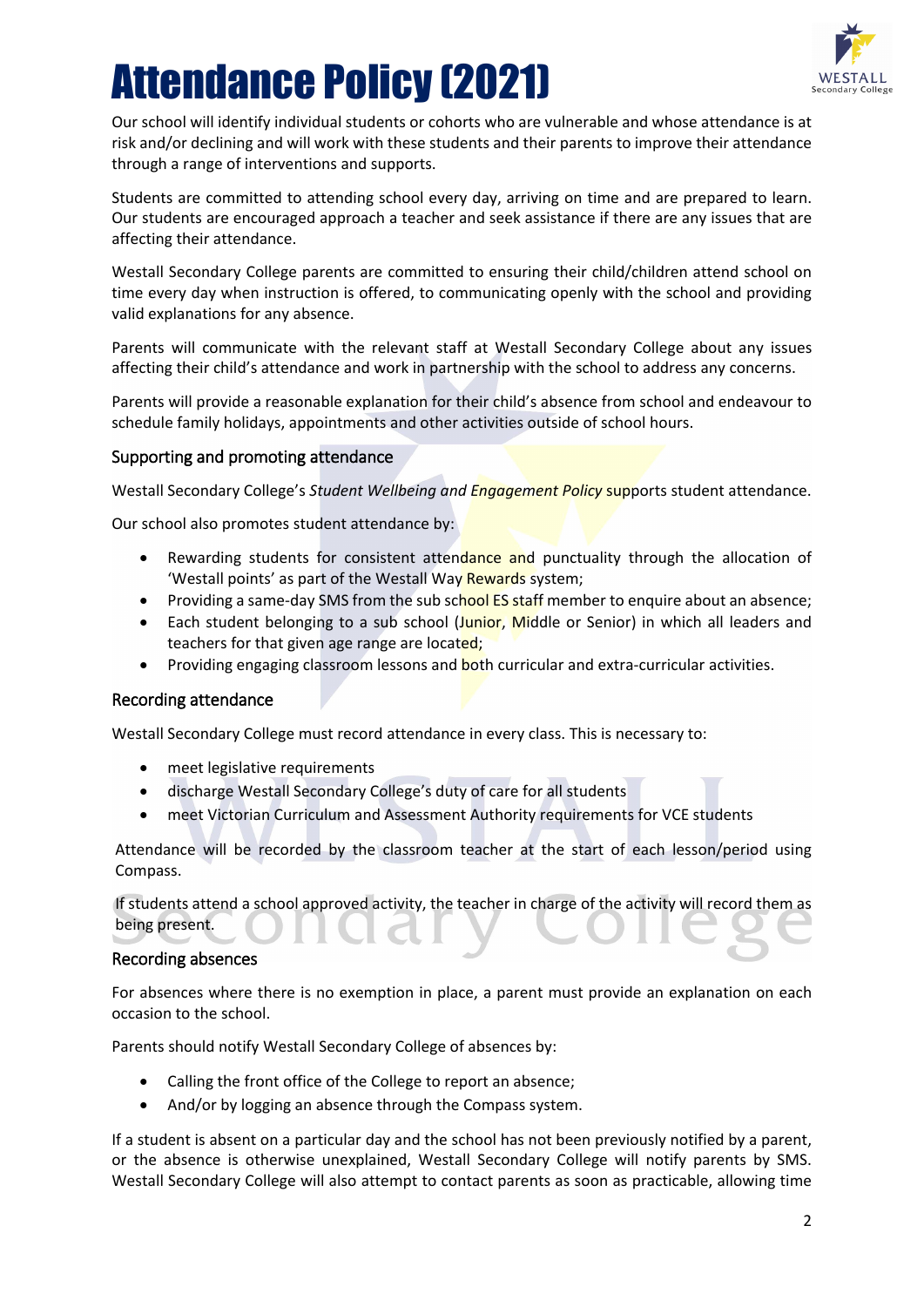# Attendance Policy (2021)

Our school will identify individual students or cohorts who are vulnerable and whose attendance is at risk and/or declining and will work with these students and their parents to improve their attendance through a range of interventions and supports.

Students are committed to attending school every day, arriving on time and are prepared to learn. Our students are encouraged approach a teacher and seek assistance if there are any issues that are affecting their attendance.

Westall Secondary College parents are committed to ensuring their child/children attend school on time every day when instruction is offered, to communicating openly with the school and providing valid explanations for any absence.

Parents will communicate with the relevant staff at Westall Secondary College about any issues affecting their child's attendance and work in partnership with the school to address any concerns.

Parents will provide a reasonable explanation for their child's absence from school and endeavour to schedule family holidays, appointments and other activities outside of school hours.

## Supporting and promoting attendance

Westall Secondary College's *Student Wellbeing and Engagement Policy* supports student attendance.

Our school also promotes student attendance by:

- Rewarding students for consistent attendance and punctuality through the allocation of 'Westall points' as part of the Westall Way Rewards system;
- Providing a same-day SMS from the sub school ES staff member to enquire about an absence;
- Each student belonging to a sub school (Junior, Middle or Senior) in which all leaders and teachers for that given age range are located;
- Providing engaging classroom lessons and both curricular and extra-curricular activities.

## Recording attendance

Westall Secondary College must record attendance in every class. This is necessary to:

- meet legislative requirements
- discharge Westall Secondary College's duty of care for all students
- meet Victorian Curriculum and Assessment Authority requirements for VCE students

Attendance will be recorded by the classroom teacher at the start of each lesson/period using Compass.

If students attend a school approved activity, the teacher in charge of the activity will record them as being present.

## Recording absences

For absences where there is no exemption in place, a parent must provide an explanation on each occasion to the school.

Parents should notify Westall Secondary College of absences by:

- Calling the front office of the College to report an absence;
- And/or by logging an absence through the Compass system.

If a student is absent on a particular day and the school has not been previously notified by a parent, or the absence is otherwise unexplained, Westall Secondary College will notify parents by SMS. Westall Secondary College will also attempt to contact parents as soon as practicable, allowing time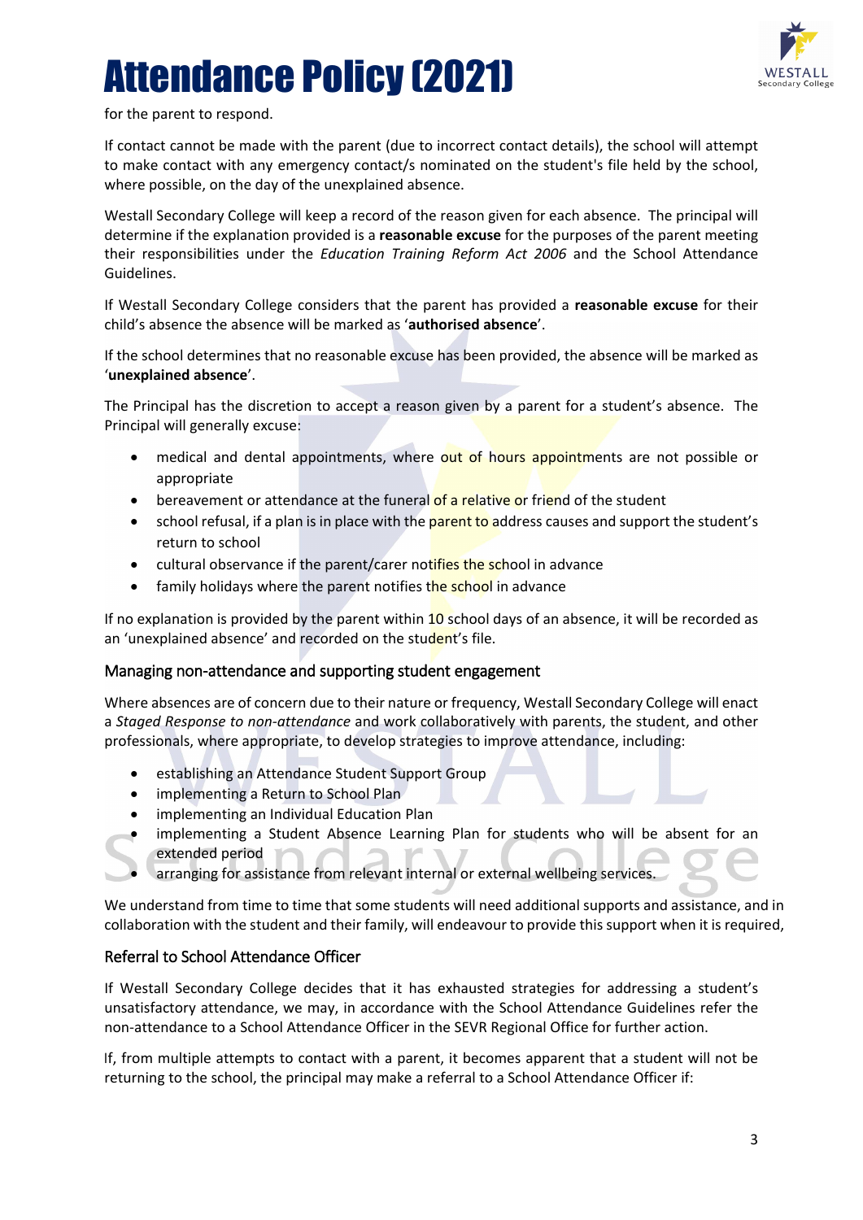for the parent to respond.

If contact cannot be made with the parent (due to incorrect contact details), the school will attempt to make contact with any emergency contact/s nominated on the student's file held by the school, where possible, on the day of the unexplained absence.

Westall Secondary College will keep a record of the reason given for each absence. The principal will determine if the explanation provided is a **reasonable excuse** for the purposes of the parent meeting their responsibilities under the *Education Training Reform Act 2006* and the School Attendance Guidelines.

If Westall Secondary College considers that the parent has provided a **reasonable excuse** for their child's absence the absence will be marked as '**authorised absence**'.

If the school determines that no reasonable excuse has been provided, the absence will be marked as '**unexplained absence**'.

The Principal has the discretion to accept a reason given by a parent for a student's absence. The Principal will generally excuse:

- medical and dental appointments, where out of hours appointments are not possible or appropriate
- bereavement or attendance at the funeral of a relative or friend of the student
- school refusal, if a plan is in place with the parent to address causes and support the student's return to school
- cultural observance if the parent/carer notifies the school in advance
- family holidays where the parent notifies the school in advance

If no explanation is provided by the parent within 10 school days of an absence, it will be recorded as an 'unexplained absence' and recorded on the student's file.

### Managing non-attendance and supporting student engagement

Where absences are of concern due to their nature or frequency, Westall Secondary College will enact a *Staged Response to non-attendance* and work collaboratively with parents, the student, and other professionals, where appropriate, to develop strategies to improve attendance, including:

- establishing an Attendance Student Support Group
- implementing a Return to School Plan
- implementing an Individual Education Plan
- implementing a Student Absence Learning Plan for students who will be absent for an extended period
- arranging for assistance from relevant internal or external wellbeing services.

We understand from time to time that some students will need additional supports and assistance, and in collaboration with the student and their family, will endeavour to provide this support when it is required,

### Referral to School Attendance Officer

If Westall Secondary College decides that it has exhausted strategies for addressing a student's unsatisfactory attendance, we may, in accordance with the School Attendance Guidelines refer the non-attendance to a School Attendance Officer in the SEVR Regional Office for further action.

If, from multiple attempts to contact with a parent, it becomes apparent that a student will not be returning to the school, the principal may make a referral to a School Attendance Officer if: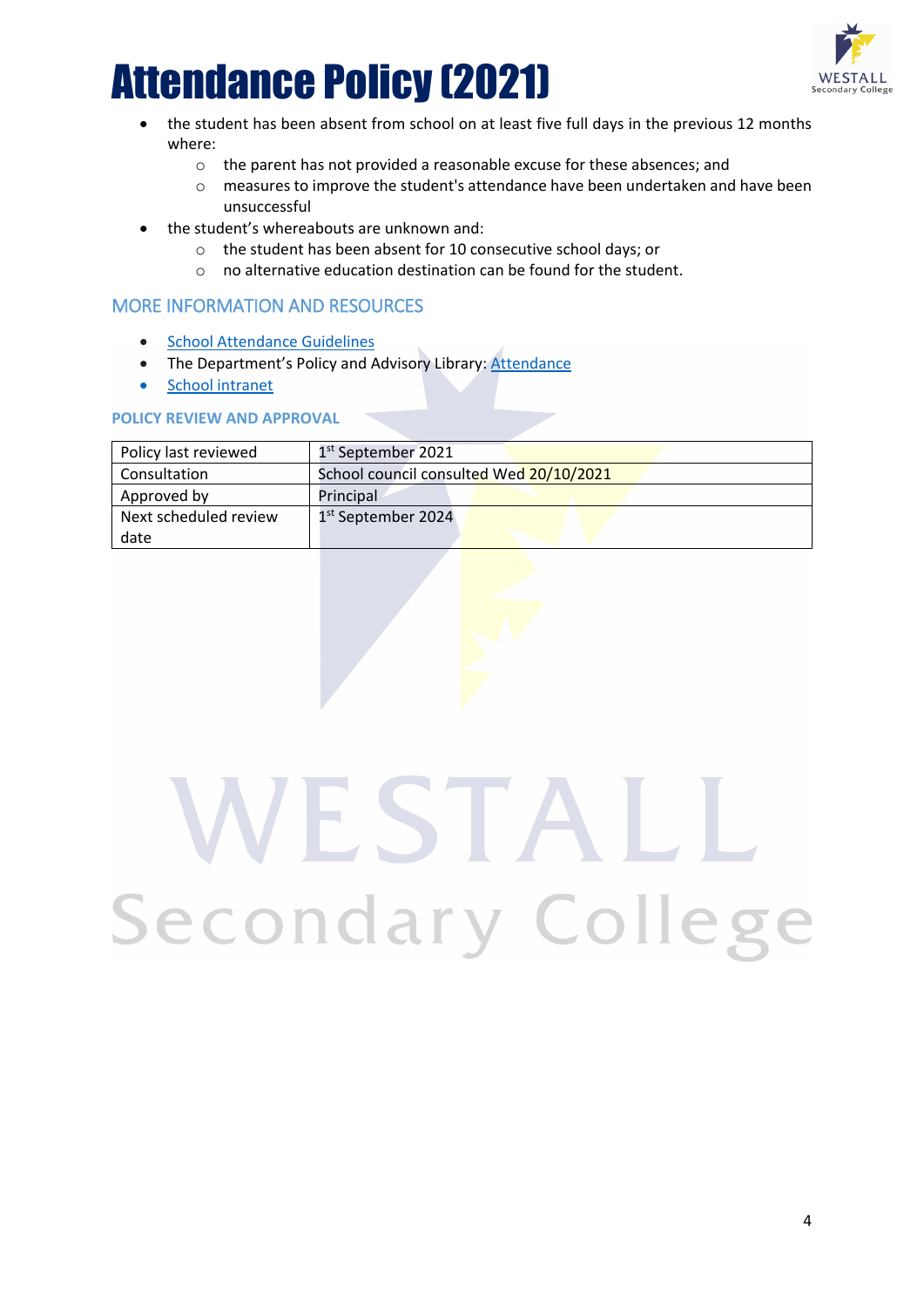- the student has been absent from school on at least five full days in the previous 12 months where:
  - the parent has not provided a reasonable excuse for these absences; and
  - measures to improve the student's attendance have been undertaken and have been unsuccessful
- the student's whereabouts are unknown and:
  - the student has been absent for 10 consecutive school days; or
  - no alternative education destination can be found for the student.

## MORE INFORMATION AND RESOURCES

- School Attendance Guidelines
- The Department's Policy and Advisory Library: Attendance
- School intranet

### POLICY REVIEW AND APPROVAL

| | |
|---|---|
| Policy last reviewed | 1st September 2021 |
| Consultation | School council consulted Wed 20/10/2021 |
| Approved by | Principal |
| Next scheduled review date | 1st September 2024 |